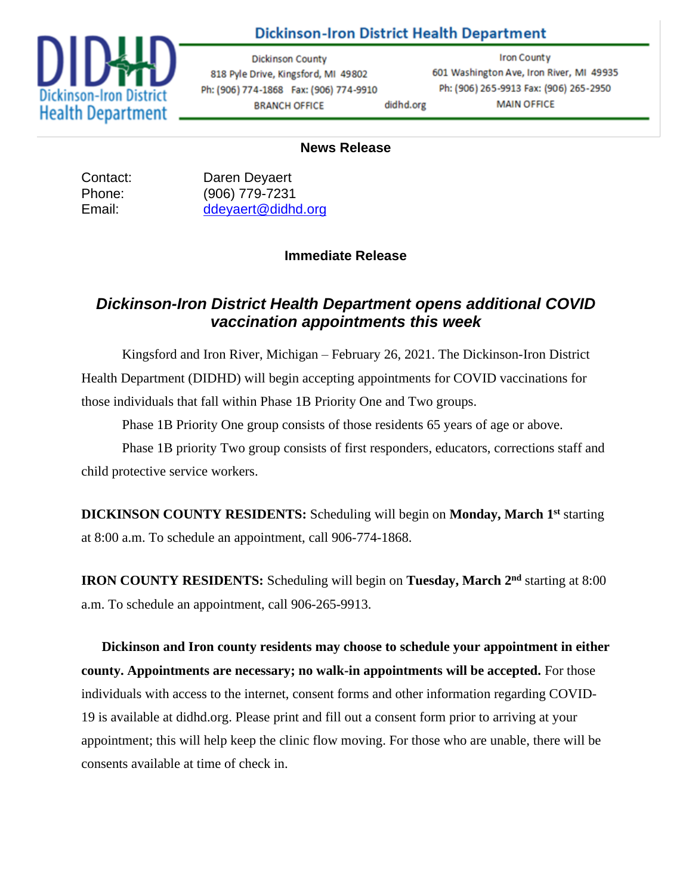# Dickinson-Iron District Health Department

| Dickinson County | | Iron County |
|---|---|---|
| 818 Pyle Drive, Kingsford, MI 49802 | | 601 Washington Ave, Iron River, MI 49935 |
| Ph: (906) 774-1868 Fax: (906) 774-9910 | | Ph: (906) 265-9913 Fax: (906) 265-2950 |
| BRANCH OFFICE | didhd.org | MAIN OFFICE |

**News Release**

Contact: Daren Deyaert
Phone: (906) 779-7231
Email: ddeyaert@didhd.org

**Immediate Release**

## *Dickinson-Iron District Health Department opens additional COVID vaccination appointments this week*

Kingsford and Iron River, Michigan – February 26, 2021. The Dickinson-Iron District Health Department (DIDHD) will begin accepting appointments for COVID vaccinations for those individuals that fall within Phase 1B Priority One and Two groups.

Phase 1B Priority One group consists of those residents 65 years of age or above.

Phase 1B priority Two group consists of first responders, educators, corrections staff and child protective service workers.

**DICKINSON COUNTY RESIDENTS:** Scheduling will begin on **Monday, March 1st** starting at 8:00 a.m. To schedule an appointment, call 906-774-1868.

**IRON COUNTY RESIDENTS:** Scheduling will begin on **Tuesday, March 2nd** starting at 8:00 a.m. To schedule an appointment, call 906-265-9913.

**Dickinson and Iron county residents may choose to schedule your appointment in either county. Appointments are necessary; no walk-in appointments will be accepted.** For those individuals with access to the internet, consent forms and other information regarding COVID-19 is available at didhd.org. Please print and fill out a consent form prior to arriving at your appointment; this will help keep the clinic flow moving. For those who are unable, there will be consents available at time of check in.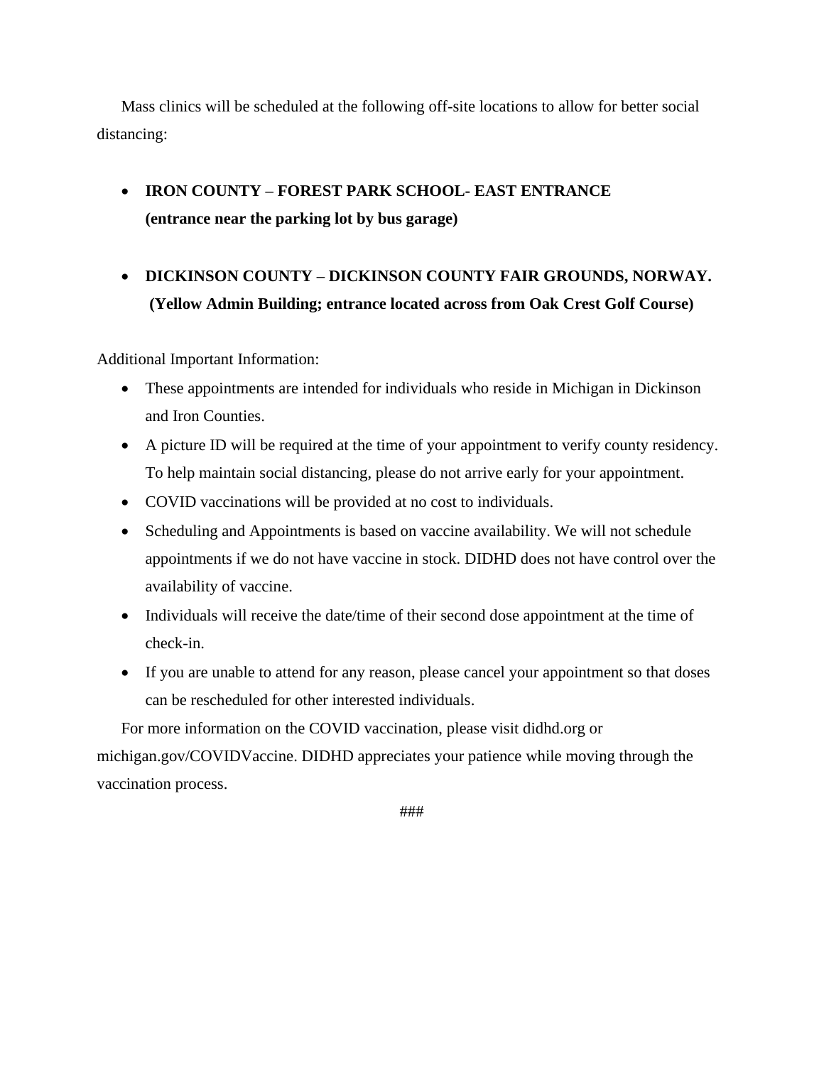Mass clinics will be scheduled at the following off-site locations to allow for better social distancing:

- **IRON COUNTY – FOREST PARK SCHOOL- EAST ENTRANCE (entrance near the parking lot by bus garage)**

- **DICKINSON COUNTY – DICKINSON COUNTY FAIR GROUNDS, NORWAY. (Yellow Admin Building; entrance located across from Oak Crest Golf Course)**

Additional Important Information:

- These appointments are intended for individuals who reside in Michigan in Dickinson and Iron Counties.
- A picture ID will be required at the time of your appointment to verify county residency. To help maintain social distancing, please do not arrive early for your appointment.
- COVID vaccinations will be provided at no cost to individuals.
- Scheduling and Appointments is based on vaccine availability. We will not schedule appointments if we do not have vaccine in stock. DIDHD does not have control over the availability of vaccine.
- Individuals will receive the date/time of their second dose appointment at the time of check-in.
- If you are unable to attend for any reason, please cancel your appointment so that doses can be rescheduled for other interested individuals.

For more information on the COVID vaccination, please visit didhd.org or michigan.gov/COVIDVaccine. DIDHD appreciates your patience while moving through the vaccination process.

###